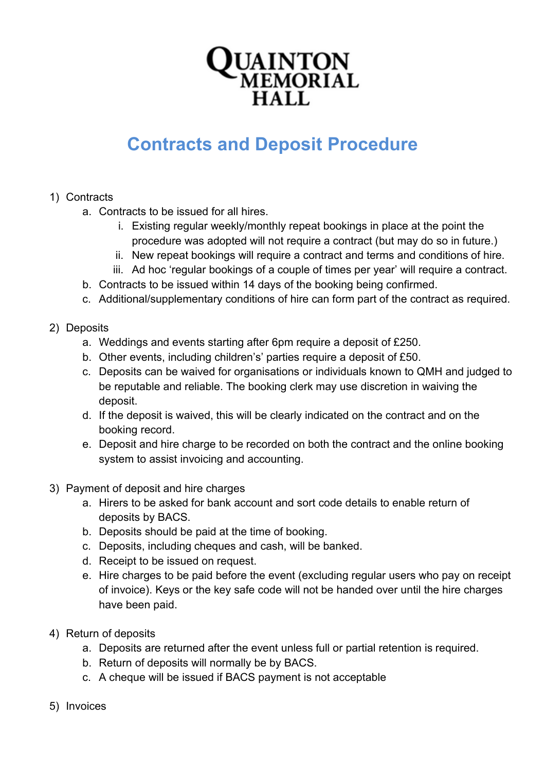# QUAINTON MEMORIAL HALL

## Contracts and Deposit Procedure

1) Contracts
    a. Contracts to be issued for all hires.
        i. Existing regular weekly/monthly repeat bookings in place at the point the procedure was adopted will not require a contract (but may do so in future.)
        ii. New repeat bookings will require a contract and terms and conditions of hire.
        iii. Ad hoc 'regular bookings of a couple of times per year' will require a contract.
    b. Contracts to be issued within 14 days of the booking being confirmed.
    c. Additional/supplementary conditions of hire can form part of the contract as required.

2) Deposits
    a. Weddings and events starting after 6pm require a deposit of £250.
    b. Other events, including children's' parties require a deposit of £50.
    c. Deposits can be waived for organisations or individuals known to QMH and judged to be reputable and reliable. The booking clerk may use discretion in waiving the deposit.
    d. If the deposit is waived, this will be clearly indicated on the contract and on the booking record.
    e. Deposit and hire charge to be recorded on both the contract and the online booking system to assist invoicing and accounting.

3) Payment of deposit and hire charges
    a. Hirers to be asked for bank account and sort code details to enable return of deposits by BACS.
    b. Deposits should be paid at the time of booking.
    c. Deposits, including cheques and cash, will be banked.
    d. Receipt to be issued on request.
    e. Hire charges to be paid before the event (excluding regular users who pay on receipt of invoice). Keys or the key safe code will not be handed over until the hire charges have been paid.

4) Return of deposits
    a. Deposits are returned after the event unless full or partial retention is required.
    b. Return of deposits will normally be by BACS.
    c. A cheque will be issued if BACS payment is not acceptable

5) Invoices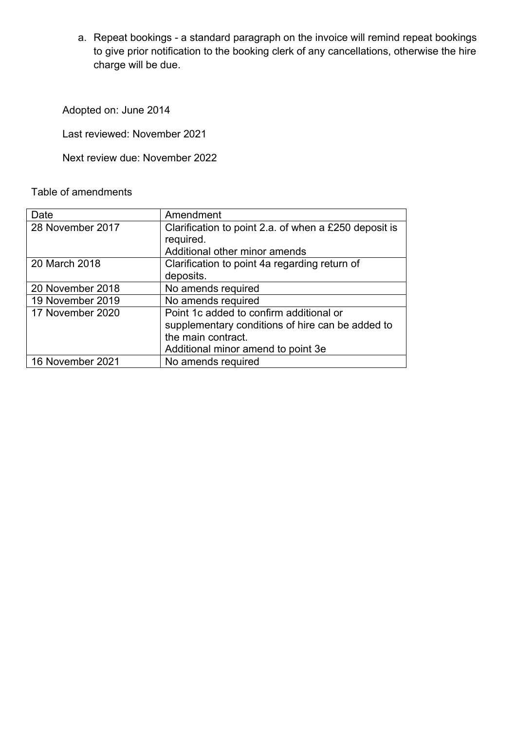a. Repeat bookings - a standard paragraph on the invoice will remind repeat bookings to give prior notification to the booking clerk of any cancellations, otherwise the hire charge will be due.

Adopted on: June 2014

Last reviewed: November 2021

Next review due: November 2022

Table of amendments

| Date | Amendment |
|---|---|
| 28 November 2017 | Clarification to point 2.a. of when a £250 deposit is required.<br>Additional other minor amends |
| 20 March 2018 | Clarification to point 4a regarding return of deposits. |
| 20 November 2018 | No amends required |
| 19 November 2019 | No amends required |
| 17 November 2020 | Point 1c added to confirm additional or supplementary conditions of hire can be added to the main contract.<br>Additional minor amend to point 3e |
| 16 November 2021 | No amends required |